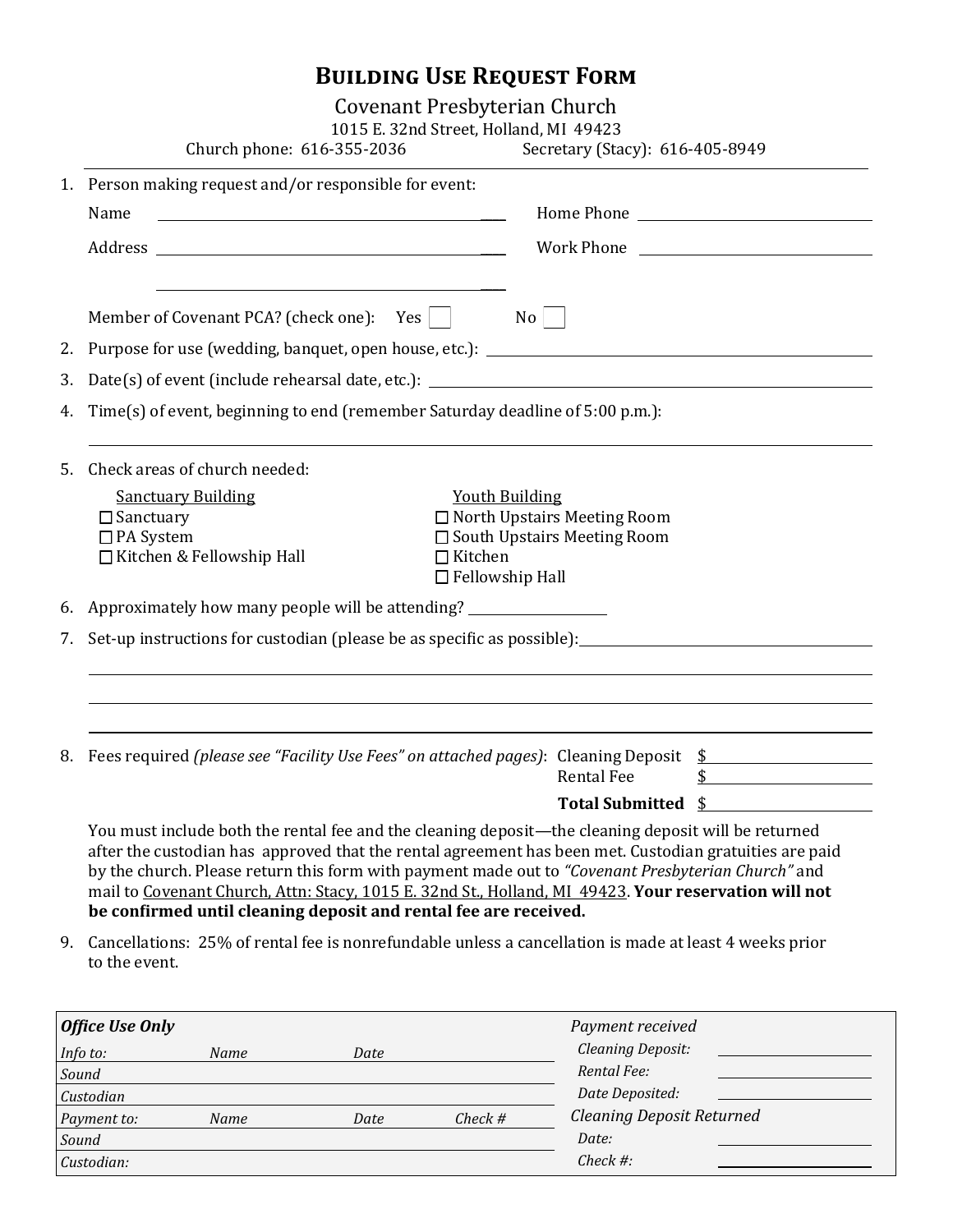# Building Use Request Form

Covenant Presbyterian Church

1015 E. 32nd Street, Holland, MI 49423

Church phone: 616-355-2036 Secretary (Stacy): 616-405-8949

1. Person making request and/or responsible for event:

   Name ______________________________ Home Phone ______________________________

   Address ______________________________ Work Phone ______________________________

   ______________________________

   Member of Covenant PCA? (check one): Yes ☐ No ☐

2. Purpose for use (wedding, banquet, open house, etc.): ______________________________

3. Date(s) of event (include rehearsal date, etc.): ______________________________

4. Time(s) of event, beginning to end (remember Saturday deadline of 5:00 p.m.):

   ______________________________

5. Check areas of church needed:

   Sanctuary Building
   - ☐ Sanctuary
   - ☐ PA System
   - ☐ Kitchen & Fellowship Hall

   Youth Building
   - ☐ North Upstairs Meeting Room
   - ☐ South Upstairs Meeting Room
   - ☐ Kitchen
   - ☐ Fellowship Hall

6. Approximately how many people will be attending? ______________

7. Set-up instructions for custodian (please be as specific as possible): ______________________________

   ______________________________

   ______________________________

   ______________________________

8. Fees required *(please see "Facility Use Fees" on attached pages)*:

   Cleaning Deposit $______________

   Rental Fee $______________

   **Total Submitted** $______________

   You must include both the rental fee and the cleaning deposit—the cleaning deposit will be returned after the custodian has approved that the rental agreement has been met. Custodian gratuities are paid by the church. Please return this form with payment made out to *"Covenant Presbyterian Church"* and mail to Covenant Church, Attn: Stacy, 1015 E. 32nd St., Holland, MI 49423. **Your reservation will not be confirmed until cleaning deposit and rental fee are received.**

9. Cancellations: 25% of rental fee is nonrefundable unless a cancellation is made at least 4 weeks prior to the event.

| ***Office Use Only*** | | | | *Payment received* |
|---|---|---|---|---|
| *Info to:* | *Name* | *Date* | | *Cleaning Deposit:* ______________ |
| *Sound* | | | | *Rental Fee:* ______________ |
| *Custodian* | | | | *Date Deposited:* ______________ |
| *Payment to:* | *Name* | *Date* | *Check #* | *Cleaning Deposit Returned* |
| *Sound* | | | | *Date:* ______________ |
| *Custodian:* | | | | *Check #:* ______________ |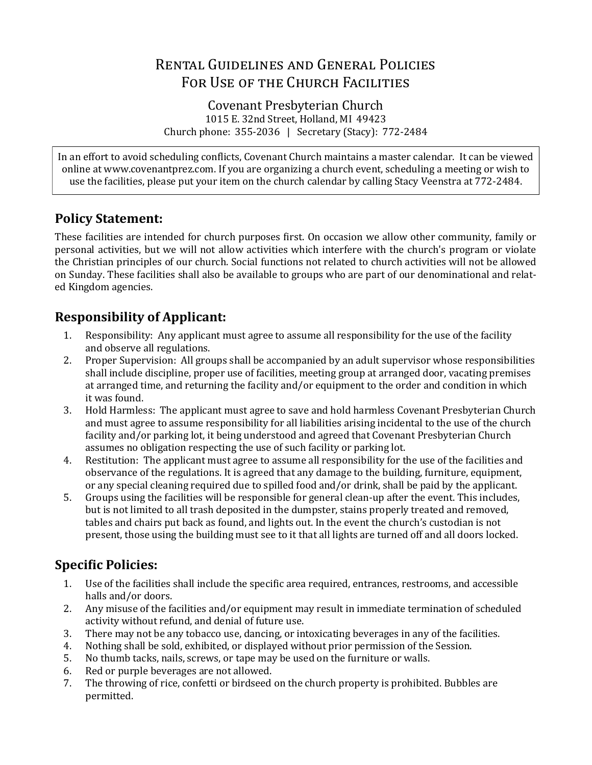# Rental Guidelines and General Policies For Use of the Church Facilities

Covenant Presbyterian Church
1015 E. 32nd Street, Holland, MI 49423
Church phone: 355-2036 | Secretary (Stacy): 772-2484

> In an effort to avoid scheduling conflicts, Covenant Church maintains a master calendar. It can be viewed online at www.covenantprez.com. If you are organizing a church event, scheduling a meeting or wish to use the facilities, please put your item on the church calendar by calling Stacy Veenstra at 772-2484.

## Policy Statement:

These facilities are intended for church purposes first. On occasion we allow other community, family or personal activities, but we will not allow activities which interfere with the church's program or violate the Christian principles of our church. Social functions not related to church activities will not be allowed on Sunday. These facilities shall also be available to groups who are part of our denominational and related Kingdom agencies.

## Responsibility of Applicant:

1. Responsibility: Any applicant must agree to assume all responsibility for the use of the facility and observe all regulations.
2. Proper Supervision: All groups shall be accompanied by an adult supervisor whose responsibilities shall include discipline, proper use of facilities, meeting group at arranged door, vacating premises at arranged time, and returning the facility and/or equipment to the order and condition in which it was found.
3. Hold Harmless: The applicant must agree to save and hold harmless Covenant Presbyterian Church and must agree to assume responsibility for all liabilities arising incidental to the use of the church facility and/or parking lot, it being understood and agreed that Covenant Presbyterian Church assumes no obligation respecting the use of such facility or parking lot.
4. Restitution: The applicant must agree to assume all responsibility for the use of the facilities and observance of the regulations. It is agreed that any damage to the building, furniture, equipment, or any special cleaning required due to spilled food and/or drink, shall be paid by the applicant.
5. Groups using the facilities will be responsible for general clean-up after the event. This includes, but is not limited to all trash deposited in the dumpster, stains properly treated and removed, tables and chairs put back as found, and lights out. In the event the church's custodian is not present, those using the building must see to it that all lights are turned off and all doors locked.

## Specific Policies:

1. Use of the facilities shall include the specific area required, entrances, restrooms, and accessible halls and/or doors.
2. Any misuse of the facilities and/or equipment may result in immediate termination of scheduled activity without refund, and denial of future use.
3. There may not be any tobacco use, dancing, or intoxicating beverages in any of the facilities.
4. Nothing shall be sold, exhibited, or displayed without prior permission of the Session.
5. No thumb tacks, nails, screws, or tape may be used on the furniture or walls.
6. Red or purple beverages are not allowed.
7. The throwing of rice, confetti or birdseed on the church property is prohibited. Bubbles are permitted.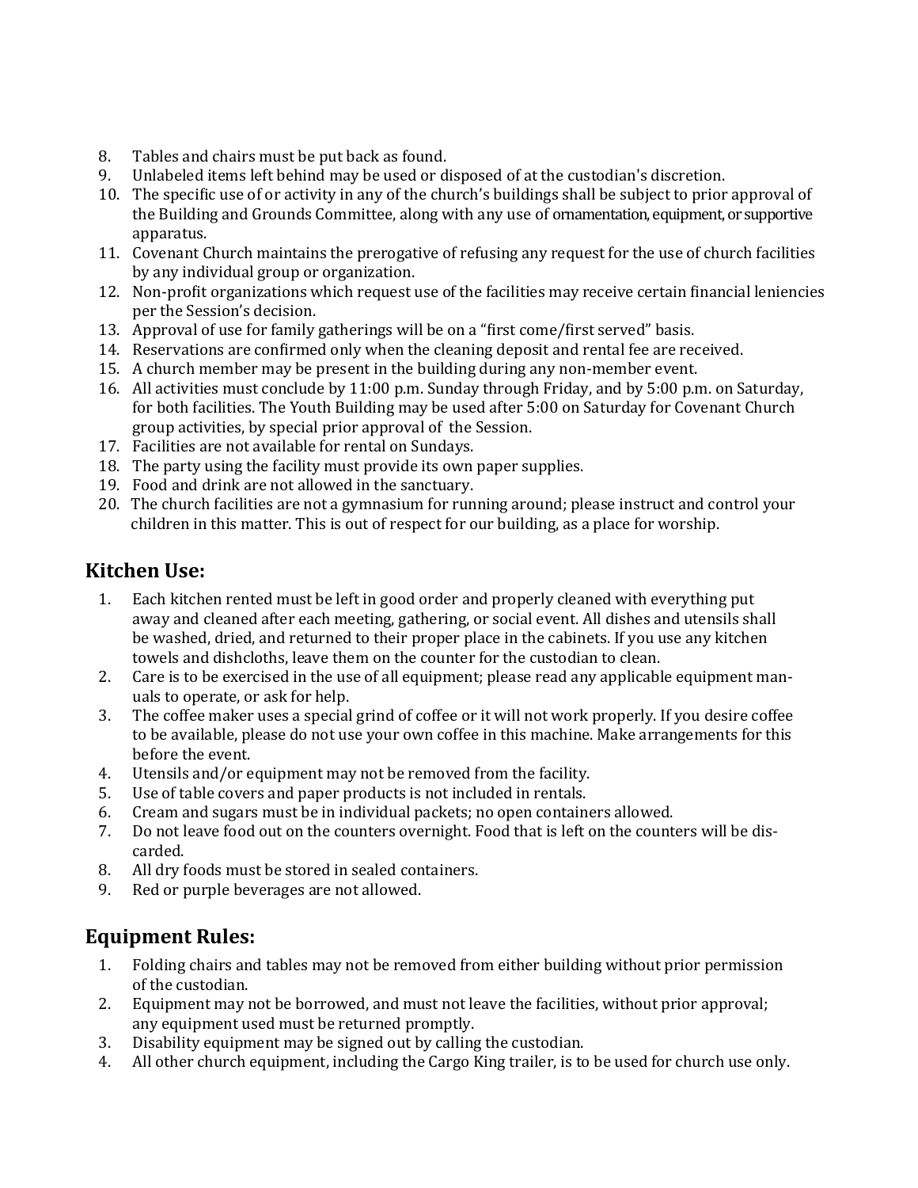8. Tables and chairs must be put back as found.
9. Unlabeled items left behind may be used or disposed of at the custodian's discretion.
10. The specific use of or activity in any of the church's buildings shall be subject to prior approval of the Building and Grounds Committee, along with any use of ornamentation, equipment, or supportive apparatus.
11. Covenant Church maintains the prerogative of refusing any request for the use of church facilities by any individual group or organization.
12. Non-profit organizations which request use of the facilities may receive certain financial leniencies per the Session's decision.
13. Approval of use for family gatherings will be on a "first come/first served" basis.
14. Reservations are confirmed only when the cleaning deposit and rental fee are received.
15. A church member may be present in the building during any non-member event.
16. All activities must conclude by 11:00 p.m. Sunday through Friday, and by 5:00 p.m. on Saturday, for both facilities. The Youth Building may be used after 5:00 on Saturday for Covenant Church group activities, by special prior approval of the Session.
17. Facilities are not available for rental on Sundays.
18. The party using the facility must provide its own paper supplies.
19. Food and drink are not allowed in the sanctuary.
20. The church facilities are not a gymnasium for running around; please instruct and control your children in this matter. This is out of respect for our building, as a place for worship.

## Kitchen Use:

1. Each kitchen rented must be left in good order and properly cleaned with everything put away and cleaned after each meeting, gathering, or social event. All dishes and utensils shall be washed, dried, and returned to their proper place in the cabinets. If you use any kitchen towels and dishcloths, leave them on the counter for the custodian to clean.
2. Care is to be exercised in the use of all equipment; please read any applicable equipment manuals to operate, or ask for help.
3. The coffee maker uses a special grind of coffee or it will not work properly. If you desire coffee to be available, please do not use your own coffee in this machine. Make arrangements for this before the event.
4. Utensils and/or equipment may not be removed from the facility.
5. Use of table covers and paper products is not included in rentals.
6. Cream and sugars must be in individual packets; no open containers allowed.
7. Do not leave food out on the counters overnight. Food that is left on the counters will be discarded.
8. All dry foods must be stored in sealed containers.
9. Red or purple beverages are not allowed.

## Equipment Rules:

1. Folding chairs and tables may not be removed from either building without prior permission of the custodian.
2. Equipment may not be borrowed, and must not leave the facilities, without prior approval; any equipment used must be returned promptly.
3. Disability equipment may be signed out by calling the custodian.
4. All other church equipment, including the Cargo King trailer, is to be used for church use only.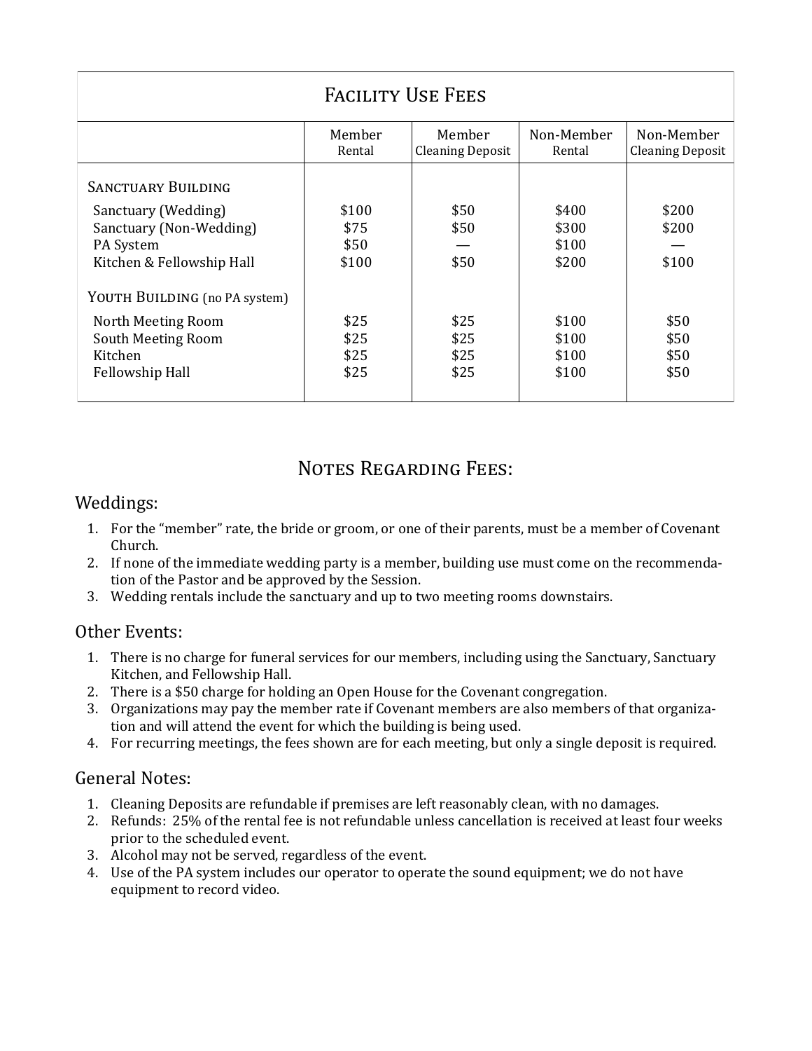## Facility Use Fees

| | Member Rental | Member Cleaning Deposit | Non-Member Rental | Non-Member Cleaning Deposit |
|---|---|---|---|---|
| **Sanctuary Building** | | | | |
| Sanctuary (Wedding) | $100 | $50 | $400 | $200 |
| Sanctuary (Non-Wedding) | $75 | $50 | $300 | $200 |
| PA System | $50 | — | $100 | — |
| Kitchen & Fellowship Hall | $100 | $50 | $200 | $100 |
| **Youth Building** (no PA system) | | | | |
| North Meeting Room | $25 | $25 | $100 | $50 |
| South Meeting Room | $25 | $25 | $100 | $50 |
| Kitchen | $25 | $25 | $100 | $50 |
| Fellowship Hall | $25 | $25 | $100 | $50 |

## Notes Regarding Fees:

### Weddings:

1. For the "member" rate, the bride or groom, or one of their parents, must be a member of Covenant Church.
2. If none of the immediate wedding party is a member, building use must come on the recommendation of the Pastor and be approved by the Session.
3. Wedding rentals include the sanctuary and up to two meeting rooms downstairs.

### Other Events:

1. There is no charge for funeral services for our members, including using the Sanctuary, Sanctuary Kitchen, and Fellowship Hall.
2. There is a $50 charge for holding an Open House for the Covenant congregation.
3. Organizations may pay the member rate if Covenant members are also members of that organization and will attend the event for which the building is being used.
4. For recurring meetings, the fees shown are for each meeting, but only a single deposit is required.

### General Notes:

1. Cleaning Deposits are refundable if premises are left reasonably clean, with no damages.
2. Refunds: 25% of the rental fee is not refundable unless cancellation is received at least four weeks prior to the scheduled event.
3. Alcohol may not be served, regardless of the event.
4. Use of the PA system includes our operator to operate the sound equipment; we do not have equipment to record video.